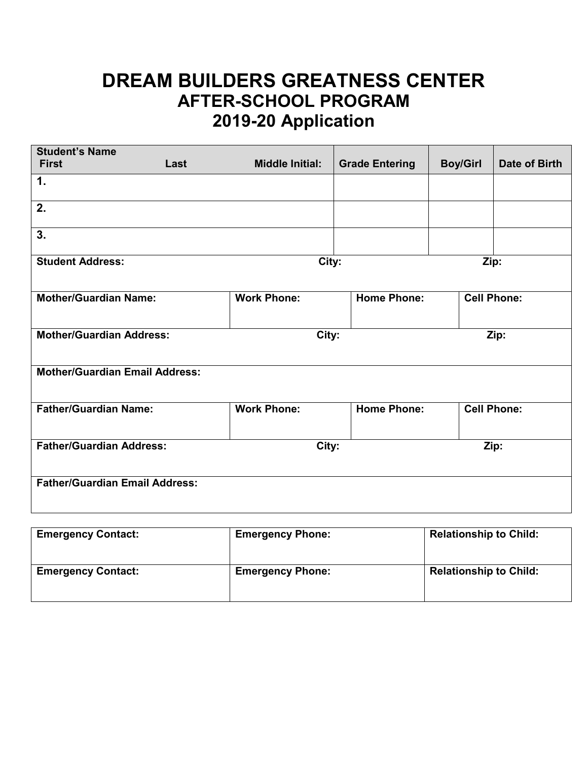# DREAM BUILDERS GREATNESS CENTER

## AFTER-SCHOOL PROGRAM

## 2019-20 Application

| Student's Name<br>First Last Middle Initial: | Grade Entering | Boy/Girl | Date of Birth |
|---|---|---|---|
| 1. | | | |
| 2. | | | |
| 3. | | | |

| | | | |
|---|---|---|---|
| **Student Address:** | | **City:** | **Zip:** |
| **Mother/Guardian Name:** | **Work Phone:** | **Home Phone:** | **Cell Phone:** |
| **Mother/Guardian Address:** | | **City:** | **Zip:** |
| **Mother/Guardian Email Address:** | | | |
| **Father/Guardian Name:** | **Work Phone:** | **Home Phone:** | **Cell Phone:** |
| **Father/Guardian Address:** | | **City:** | **Zip:** |
| **Father/Guardian Email Address:** | | | |

| Emergency Contact: | Emergency Phone: | Relationship to Child: |
|---|---|---|
| **Emergency Contact:** | **Emergency Phone:** | **Relationship to Child:** |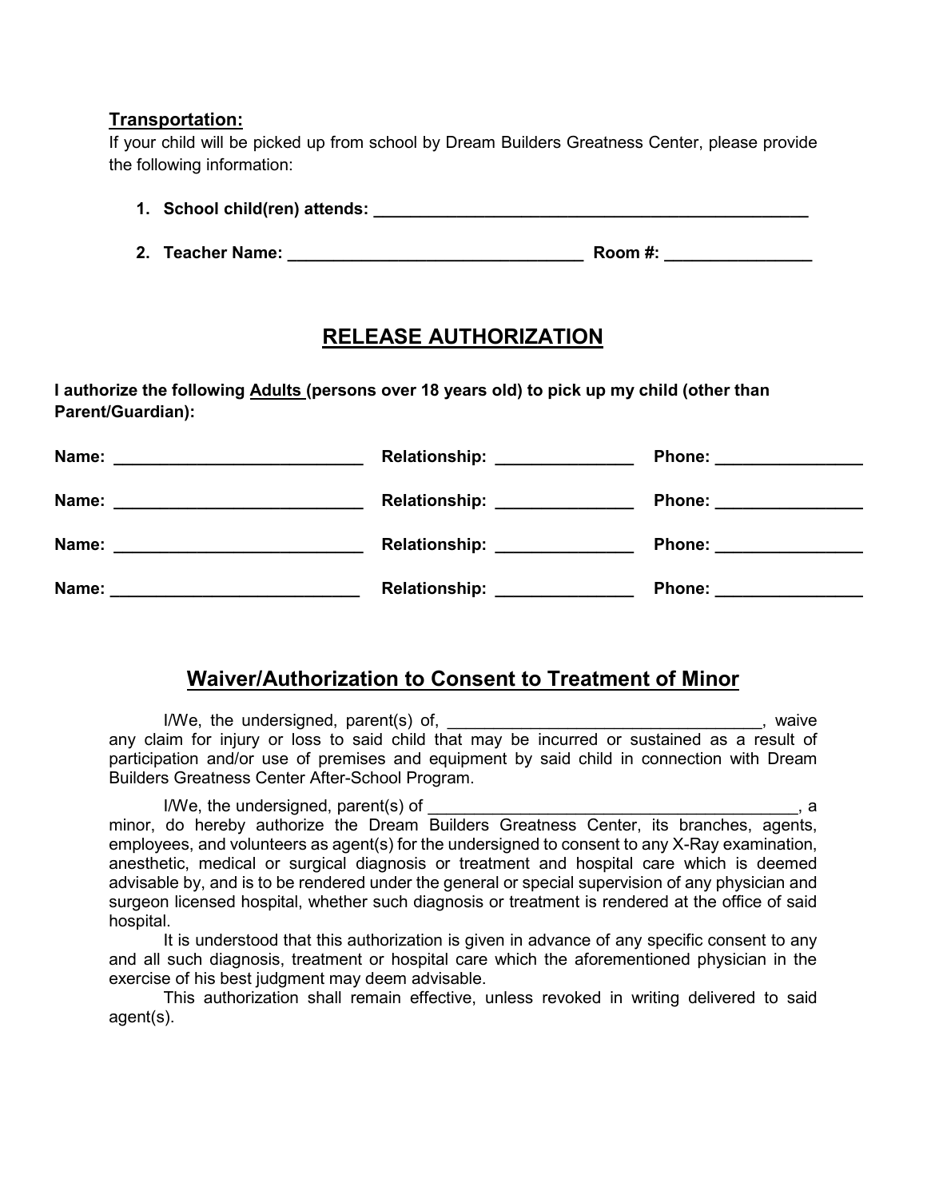**Transportation:**

If your child will be picked up from school by Dream Builders Greatness Center, please provide the following information:

1. **School child(ren) attends: ________________________________________________**
2. **Teacher Name: ________________________________ Room #: _______________**

## RELEASE AUTHORIZATION

**I authorize the following Adults (persons over 18 years old) to pick up my child (other than Parent/Guardian):**

**Name: __________________________ Relationship: ______________ Phone: _______________**

**Name: __________________________ Relationship: ______________ Phone: _______________**

**Name: __________________________ Relationship: ______________ Phone: _______________**

**Name: __________________________ Relationship: ______________ Phone: _______________**

## Waiver/Authorization to Consent to Treatment of Minor

I/We, the undersigned, parent(s) of, __________________________________, waive any claim for injury or loss to said child that may be incurred or sustained as a result of participation and/or use of premises and equipment by said child in connection with Dream Builders Greatness Center After-School Program.

I/We, the undersigned, parent(s) of ________________________________________, a minor, do hereby authorize the Dream Builders Greatness Center, its branches, agents, employees, and volunteers as agent(s) for the undersigned to consent to any X-Ray examination, anesthetic, medical or surgical diagnosis or treatment and hospital care which is deemed advisable by, and is to be rendered under the general or special supervision of any physician and surgeon licensed hospital, whether such diagnosis or treatment is rendered at the office of said hospital.

It is understood that this authorization is given in advance of any specific consent to any and all such diagnosis, treatment or hospital care which the aforementioned physician in the exercise of his best judgment may deem advisable.

This authorization shall remain effective, unless revoked in writing delivered to said agent(s).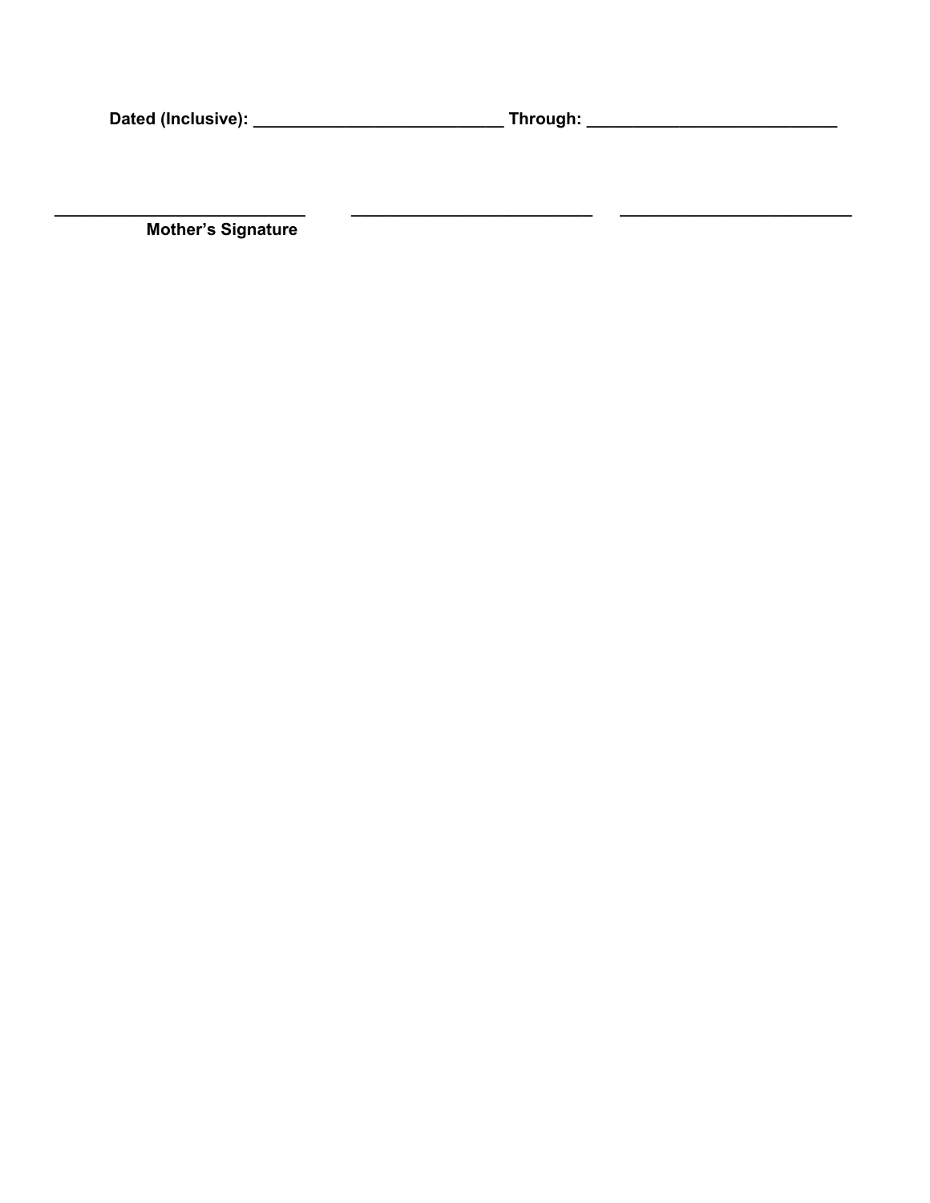**Dated (Inclusive): ____________________________ Through: ____________________________**

_____________________________ _____________________________ _____________________________
**Mother's Signature**